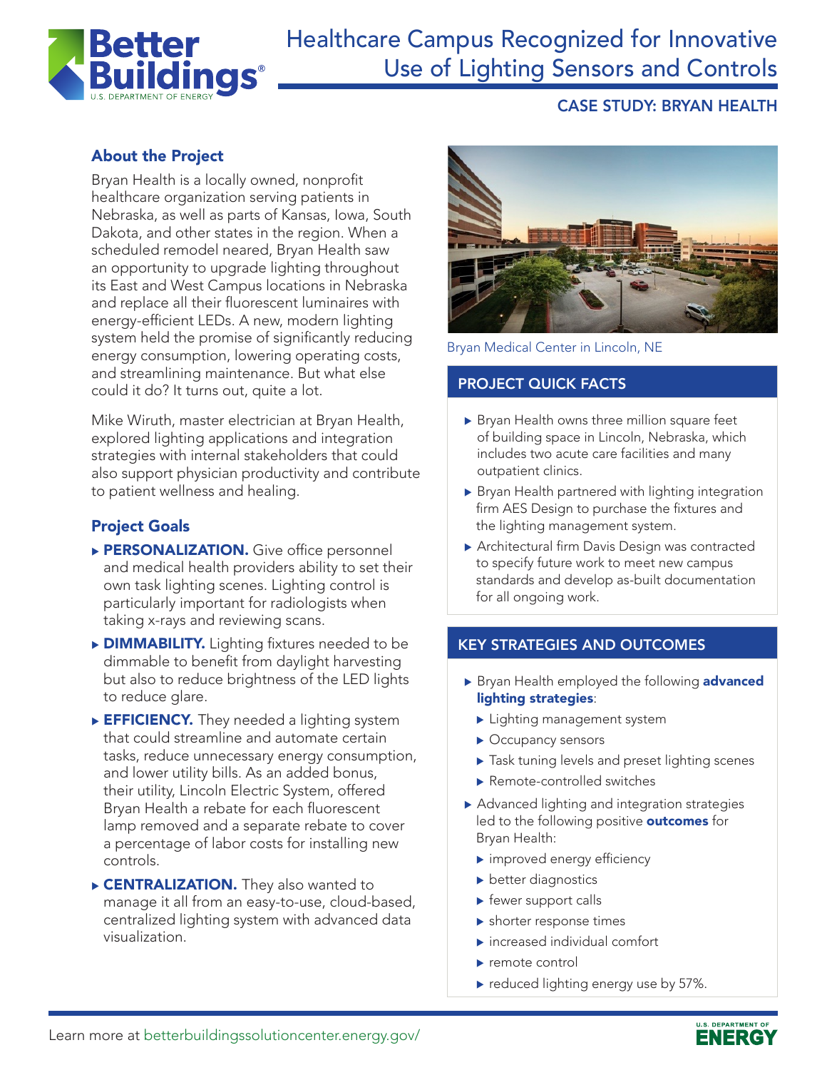# Healthcare Campus Recognized for Innovative Use of Lighting Sensors and Controls

**CASE STUDY: BRYAN HEALTH**

## About the Project

Bryan Health is a locally owned, nonprofit healthcare organization serving patients in Nebraska, as well as parts of Kansas, Iowa, South Dakota, and other states in the region. When a scheduled remodel neared, Bryan Health saw an opportunity to upgrade lighting throughout its East and West Campus locations in Nebraska and replace all their fluorescent luminaires with energy-efficient LEDs. A new, modern lighting system held the promise of significantly reducing energy consumption, lowering operating costs, and streamlining maintenance. But what else could it do? It turns out, quite a lot.

Mike Wiruth, master electrician at Bryan Health, explored lighting applications and integration strategies with internal stakeholders that could also support physician productivity and contribute to patient wellness and healing.

## Project Goals

- **PERSONALIZATION.** Give office personnel and medical health providers ability to set their own task lighting scenes. Lighting control is particularly important for radiologists when taking x-rays and reviewing scans.
- **DIMMABILITY.** Lighting fixtures needed to be dimmable to benefit from daylight harvesting but also to reduce brightness of the LED lights to reduce glare.
- **EFFICIENCY.** They needed a lighting system that could streamline and automate certain tasks, reduce unnecessary energy consumption, and lower utility bills. As an added bonus, their utility, Lincoln Electric System, offered Bryan Health a rebate for each fluorescent lamp removed and a separate rebate to cover a percentage of labor costs for installing new controls.
- **CENTRALIZATION.** They also wanted to manage it all from an easy-to-use, cloud-based, centralized lighting system with advanced data visualization.

Bryan Medical Center in Lincoln, NE

## PROJECT QUICK FACTS

- Bryan Health owns three million square feet of building space in Lincoln, Nebraska, which includes two acute care facilities and many outpatient clinics.
- Bryan Health partnered with lighting integration firm AES Design to purchase the fixtures and the lighting management system.
- Architectural firm Davis Design was contracted to specify future work to meet new campus standards and develop as-built documentation for all ongoing work.

## KEY STRATEGIES AND OUTCOMES

- Bryan Health employed the following **advanced lighting strategies**:
  - Lighting management system
  - Occupancy sensors
  - Task tuning levels and preset lighting scenes
  - Remote-controlled switches
- Advanced lighting and integration strategies led to the following positive **outcomes** for Bryan Health:
  - improved energy efficiency
  - better diagnostics
  - fewer support calls
  - shorter response times
  - increased individual comfort
  - remote control
  - reduced lighting energy use by 57%.

Learn more at betterbuildingssolutioncenter.energy.gov/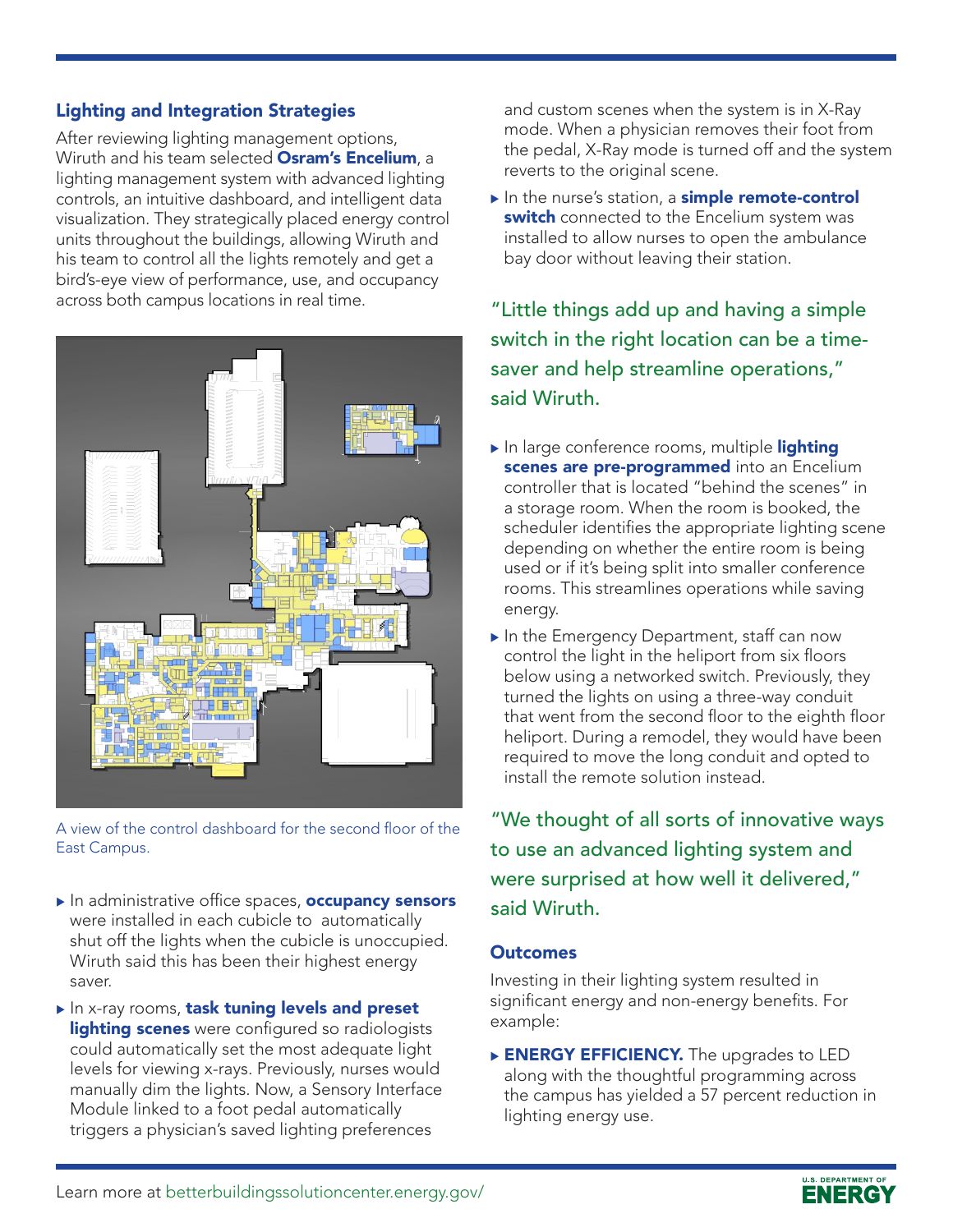## Lighting and Integration Strategies

After reviewing lighting management options, Wiruth and his team selected **Osram's Encelium**, a lighting management system with advanced lighting controls, an intuitive dashboard, and intelligent data visualization. They strategically placed energy control units throughout the buildings, allowing Wiruth and his team to control all the lights remotely and get a bird's-eye view of performance, use, and occupancy across both campus locations in real time.

A view of the control dashboard for the second floor of the East Campus.

- In administrative office spaces, **occupancy sensors** were installed in each cubicle to automatically shut off the lights when the cubicle is unoccupied. Wiruth said this has been their highest energy saver.
- In x-ray rooms, **task tuning levels and preset lighting scenes** were configured so radiologists could automatically set the most adequate light levels for viewing x-rays. Previously, nurses would manually dim the lights. Now, a Sensory Interface Module linked to a foot pedal automatically triggers a physician's saved lighting preferences and custom scenes when the system is in X-Ray mode. When a physician removes their foot from the pedal, X-Ray mode is turned off and the system reverts to the original scene.
- In the nurse's station, a **simple remote-control switch** connected to the Encelium system was installed to allow nurses to open the ambulance bay door without leaving their station.

"Little things add up and having a simple switch in the right location can be a time-saver and help streamline operations," said Wiruth.

- In large conference rooms, multiple **lighting scenes are pre-programmed** into an Encelium controller that is located "behind the scenes" in a storage room. When the room is booked, the scheduler identifies the appropriate lighting scene depending on whether the entire room is being used or if it's being split into smaller conference rooms. This streamlines operations while saving energy.
- In the Emergency Department, staff can now control the light in the heliport from six floors below using a networked switch. Previously, they turned the lights on using a three-way conduit that went from the second floor to the eighth floor heliport. During a remodel, they would have been required to move the long conduit and opted to install the remote solution instead.

"We thought of all sorts of innovative ways to use an advanced lighting system and were surprised at how well it delivered," said Wiruth.

### Outcomes

Investing in their lighting system resulted in significant energy and non-energy benefits. For example:

- **ENERGY EFFICIENCY.** The upgrades to LED along with the thoughtful programming across the campus has yielded a 57 percent reduction in lighting energy use.

Learn more at betterbuildingssolutioncenter.energy.gov/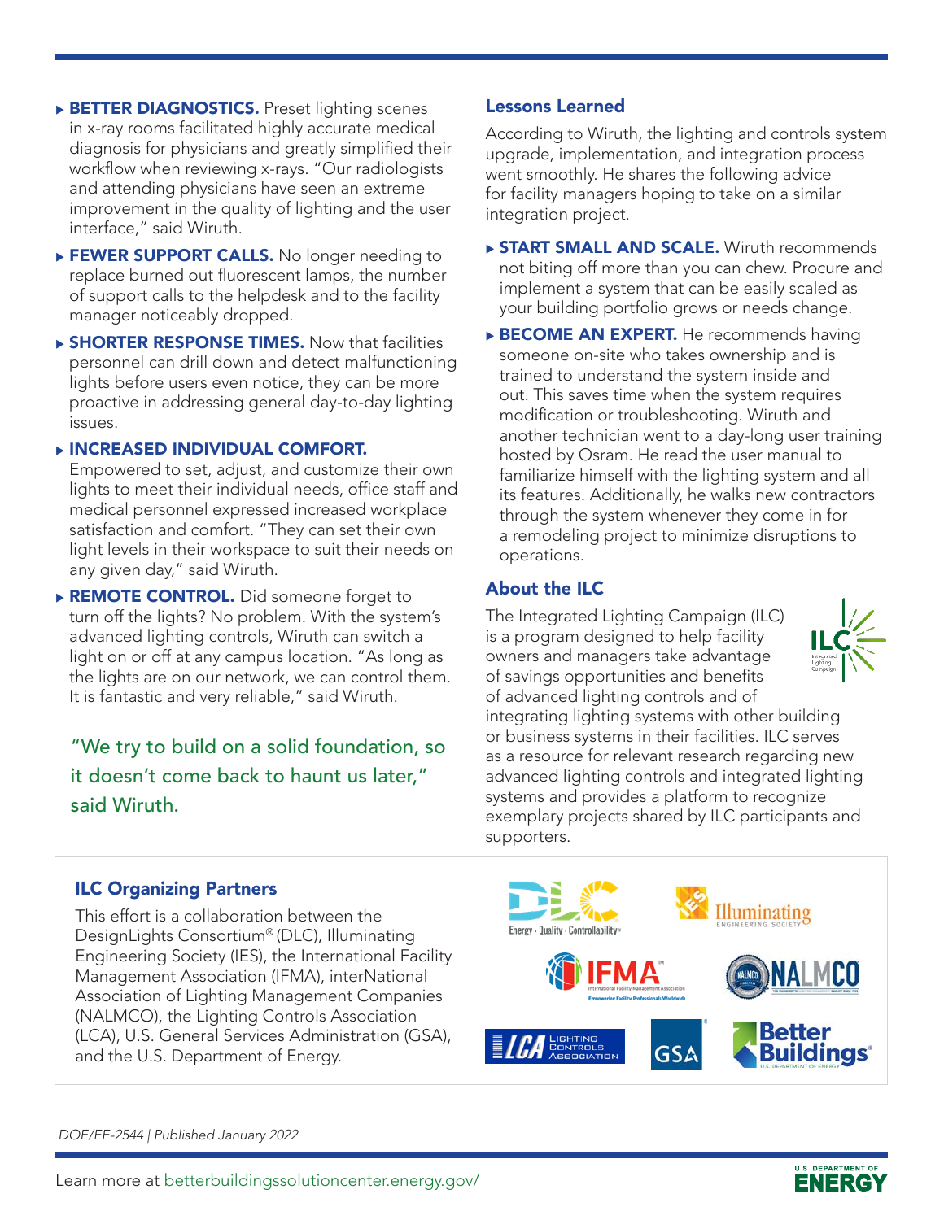- **BETTER DIAGNOSTICS.** Preset lighting scenes in x-ray rooms facilitated highly accurate medical diagnosis for physicians and greatly simplified their workflow when reviewing x-rays. "Our radiologists and attending physicians have seen an extreme improvement in the quality of lighting and the user interface," said Wiruth.
- **FEWER SUPPORT CALLS.** No longer needing to replace burned out fluorescent lamps, the number of support calls to the helpdesk and to the facility manager noticeably dropped.
- **SHORTER RESPONSE TIMES.** Now that facilities personnel can drill down and detect malfunctioning lights before users even notice, they can be more proactive in addressing general day-to-day lighting issues.
- **INCREASED INDIVIDUAL COMFORT.** Empowered to set, adjust, and customize their own lights to meet their individual needs, office staff and medical personnel expressed increased workplace satisfaction and comfort. "They can set their own light levels in their workspace to suit their needs on any given day," said Wiruth.
- **REMOTE CONTROL.** Did someone forget to turn off the lights? No problem. With the system's advanced lighting controls, Wiruth can switch a light on or off at any campus location. "As long as the lights are on our network, we can control them. It is fantastic and very reliable," said Wiruth.

"We try to build on a solid foundation, so it doesn't come back to haunt us later," said Wiruth.

## Lessons Learned

According to Wiruth, the lighting and controls system upgrade, implementation, and integration process went smoothly. He shares the following advice for facility managers hoping to take on a similar integration project.

- **START SMALL AND SCALE.** Wiruth recommends not biting off more than you can chew. Procure and implement a system that can be easily scaled as your building portfolio grows or needs change.
- **BECOME AN EXPERT.** He recommends having someone on-site who takes ownership and is trained to understand the system inside and out. This saves time when the system requires modification or troubleshooting. Wiruth and another technician went to a day-long user training hosted by Osram. He read the user manual to familiarize himself with the lighting system and all its features. Additionally, he walks new contractors through the system whenever they come in for a remodeling project to minimize disruptions to operations.

## About the ILC

The Integrated Lighting Campaign (ILC) is a program designed to help facility owners and managers take advantage of savings opportunities and benefits of advanced lighting controls and of integrating lighting systems with other building or business systems in their facilities. ILC serves as a resource for relevant research regarding new advanced lighting controls and integrated lighting systems and provides a platform to recognize exemplary projects shared by ILC participants and supporters.

## ILC Organizing Partners

This effort is a collaboration between the DesignLights Consortium® (DLC), Illuminating Engineering Society (IES), the International Facility Management Association (IFMA), interNational Association of Lighting Management Companies (NALMCO), the Lighting Controls Association (LCA), U.S. General Services Administration (GSA), and the U.S. Department of Energy.

*DOE/EE-2544 | Published January 2022*

Learn more at betterbuildingssolutioncenter.energy.gov/